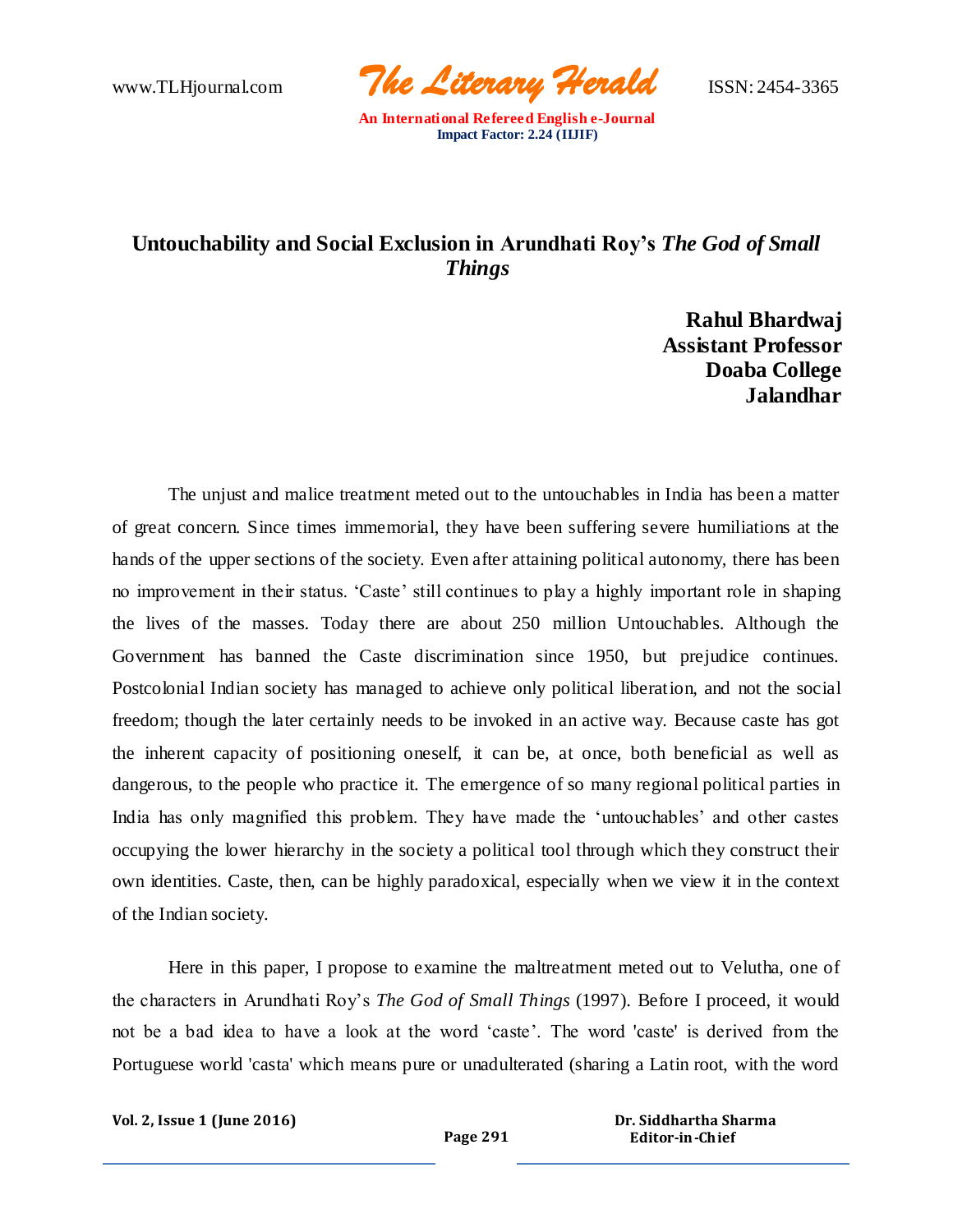# Untouchability and Social Exclusion in Arundhati Roy's *The God of Small Things*

**Rahul Bhardwaj**
**Assistant Professor**
**Doaba College**
**Jalandhar**

The unjust and malice treatment meted out to the untouchables in India has been a matter of great concern. Since times immemorial, they have been suffering severe humiliations at the hands of the upper sections of the society. Even after attaining political autonomy, there has been no improvement in their status. 'Caste' still continues to play a highly important role in shaping the lives of the masses. Today there are about 250 million Untouchables. Although the Government has banned the Caste discrimination since 1950, but prejudice continues. Postcolonial Indian society has managed to achieve only political liberation, and not the social freedom; though the later certainly needs to be invoked in an active way. Because caste has got the inherent capacity of positioning oneself, it can be, at once, both beneficial as well as dangerous, to the people who practice it. The emergence of so many regional political parties in India has only magnified this problem. They have made the 'untouchables' and other castes occupying the lower hierarchy in the society a political tool through which they construct their own identities. Caste, then, can be highly paradoxical, especially when we view it in the context of the Indian society.

Here in this paper, I propose to examine the maltreatment meted out to Velutha, one of the characters in Arundhati Roy's *The God of Small Things* (1997). Before I proceed, it would not be a bad idea to have a look at the word 'caste'. The word 'caste' is derived from the Portuguese world 'casta' which means pure or unadulterated (sharing a Latin root, with the word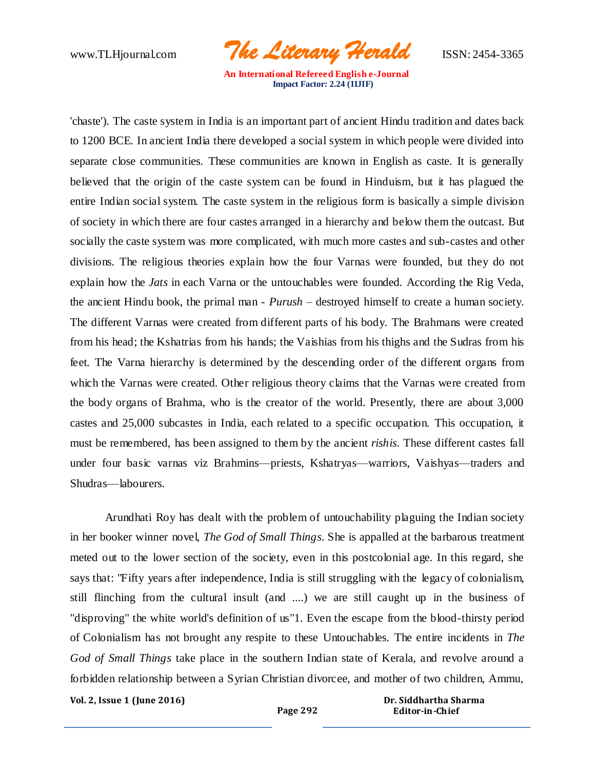'chaste'). The caste system in India is an important part of ancient Hindu tradition and dates back to 1200 BCE. In ancient India there developed a social system in which people were divided into separate close communities. These communities are known in English as caste. It is generally believed that the origin of the caste system can be found in Hinduism, but it has plagued the entire Indian social system. The caste system in the religious form is basically a simple division of society in which there are four castes arranged in a hierarchy and below them the outcast. But socially the caste system was more complicated, with much more castes and sub-castes and other divisions. The religious theories explain how the four Varnas were founded, but they do not explain how the *Jats* in each Varna or the untouchables were founded. According the Rig Veda, the ancient Hindu book, the primal man - *Purush* – destroyed himself to create a human society. The different Varnas were created from different parts of his body. The Brahmans were created from his head; the Kshatrias from his hands; the Vaishias from his thighs and the Sudras from his feet. The Varna hierarchy is determined by the descending order of the different organs from which the Varnas were created. Other religious theory claims that the Varnas were created from the body organs of Brahma, who is the creator of the world. Presently, there are about 3,000 castes and 25,000 subcastes in India, each related to a specific occupation. This occupation, it must be remembered, has been assigned to them by the ancient *rishis*. These different castes fall under four basic varnas viz Brahmins—priests, Kshatryas—warriors, Vaishyas—traders and Shudras—labourers.

Arundhati Roy has dealt with the problem of untouchability plaguing the Indian society in her booker winner novel, *The God of Small Things*. She is appalled at the barbarous treatment meted out to the lower section of the society, even in this postcolonial age. In this regard, she says that: "Fifty years after independence, India is still struggling with the legacy of colonialism, still flinching from the cultural insult (and ....) we are still caught up in the business of "disproving" the white world's definition of us"1. Even the escape from the blood-thirsty period of Colonialism has not brought any respite to these Untouchables. The entire incidents in *The God of Small Things* take place in the southern Indian state of Kerala, and revolve around a forbidden relationship between a Syrian Christian divorcee, and mother of two children, Ammu,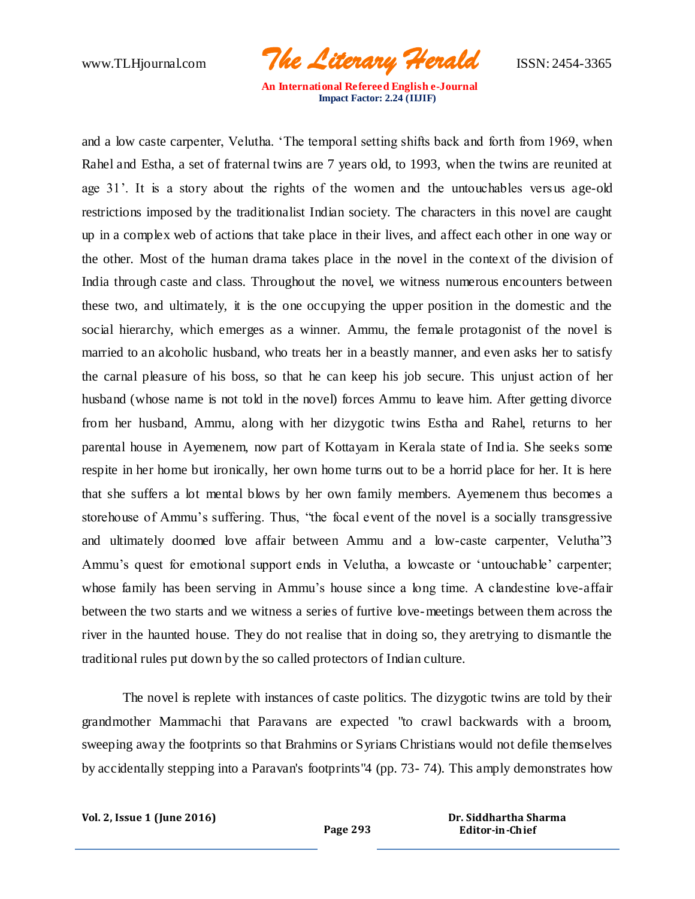and a low caste carpenter, Velutha. 'The temporal setting shifts back and forth from 1969, when Rahel and Estha, a set of fraternal twins are 7 years old, to 1993, when the twins are reunited at age 31'. It is a story about the rights of the women and the untouchables versus age-old restrictions imposed by the traditionalist Indian society. The characters in this novel are caught up in a complex web of actions that take place in their lives, and affect each other in one way or the other. Most of the human drama takes place in the novel in the context of the division of India through caste and class. Throughout the novel, we witness numerous encounters between these two, and ultimately, it is the one occupying the upper position in the domestic and the social hierarchy, which emerges as a winner. Ammu, the female protagonist of the novel is married to an alcoholic husband, who treats her in a beastly manner, and even asks her to satisfy the carnal pleasure of his boss, so that he can keep his job secure. This unjust action of her husband (whose name is not told in the novel) forces Ammu to leave him. After getting divorce from her husband, Ammu, along with her dizygotic twins Estha and Rahel, returns to her parental house in Ayemenem, now part of Kottayam in Kerala state of India. She seeks some respite in her home but ironically, her own home turns out to be a horrid place for her. It is here that she suffers a lot mental blows by her own family members. Ayemenem thus becomes a storehouse of Ammu's suffering. Thus, "the focal event of the novel is a socially transgressive and ultimately doomed love affair between Ammu and a low-caste carpenter, Velutha"3 Ammu's quest for emotional support ends in Velutha, a lowcaste or 'untouchable' carpenter; whose family has been serving in Ammu's house since a long time. A clandestine love-affair between the two starts and we witness a series of furtive love-meetings between them across the river in the haunted house. They do not realise that in doing so, they aretrying to dismantle the traditional rules put down by the so called protectors of Indian culture.

The novel is replete with instances of caste politics. The dizygotic twins are told by their grandmother Mammachi that Paravans are expected "to crawl backwards with a broom, sweeping away the footprints so that Brahmins or Syrians Christians would not defile themselves by accidentally stepping into a Paravan's footprints"4 (pp. 73- 74). This amply demonstrates how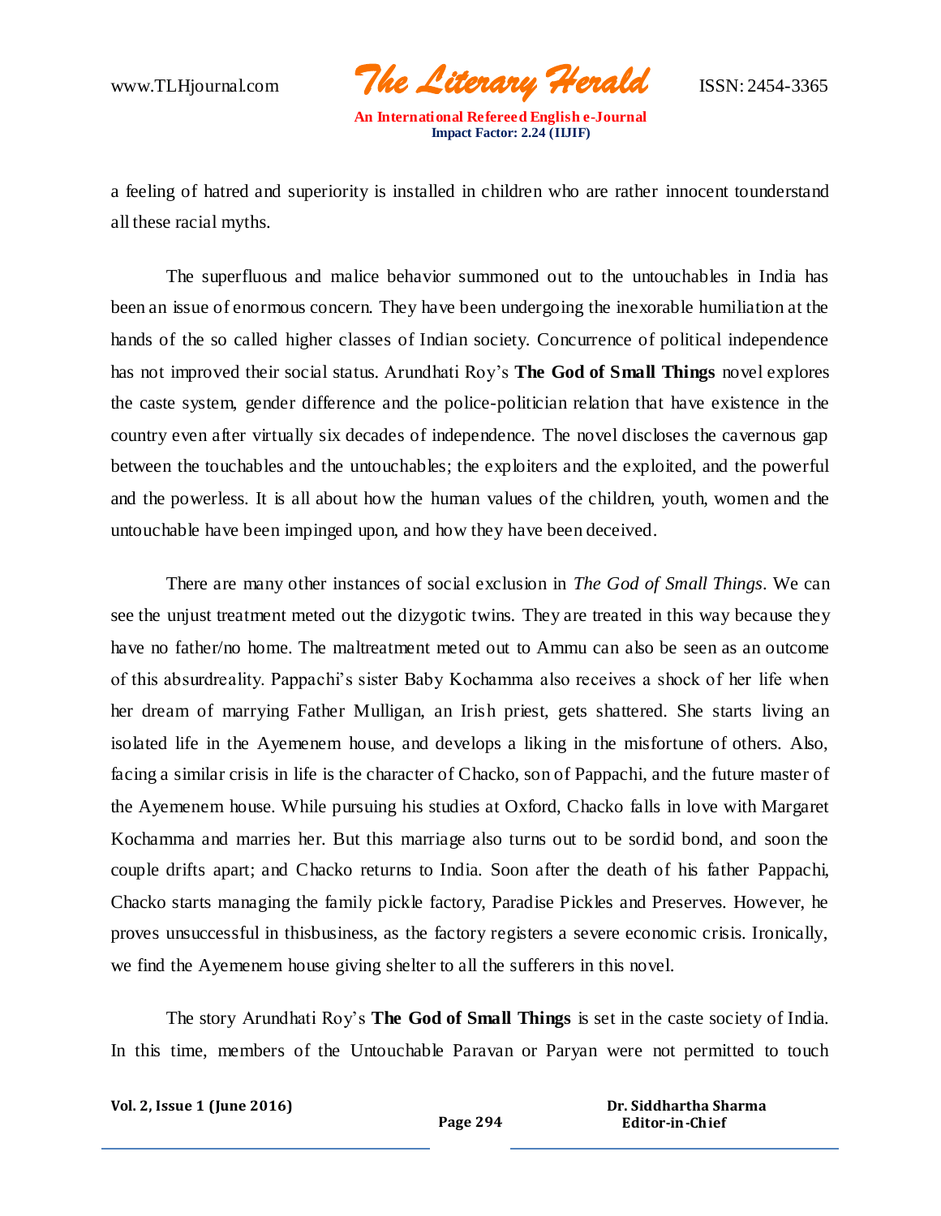a feeling of hatred and superiority is installed in children who are rather innocent tounderstand all these racial myths.

The superfluous and malice behavior summoned out to the untouchables in India has been an issue of enormous concern. They have been undergoing the inexorable humiliation at the hands of the so called higher classes of Indian society. Concurrence of political independence has not improved their social status. Arundhati Roy's **The God of Small Things** novel explores the caste system, gender difference and the police-politician relation that have existence in the country even after virtually six decades of independence. The novel discloses the cavernous gap between the touchables and the untouchables; the exploiters and the exploited, and the powerful and the powerless. It is all about how the human values of the children, youth, women and the untouchable have been impinged upon, and how they have been deceived.

There are many other instances of social exclusion in *The God of Small Things*. We can see the unjust treatment meted out the dizygotic twins. They are treated in this way because they have no father/no home. The maltreatment meted out to Ammu can also be seen as an outcome of this absurdreality. Pappachi's sister Baby Kochamma also receives a shock of her life when her dream of marrying Father Mulligan, an Irish priest, gets shattered. She starts living an isolated life in the Ayemenem house, and develops a liking in the misfortune of others. Also, facing a similar crisis in life is the character of Chacko, son of Pappachi, and the future master of the Ayemenem house. While pursuing his studies at Oxford, Chacko falls in love with Margaret Kochamma and marries her. But this marriage also turns out to be sordid bond, and soon the couple drifts apart; and Chacko returns to India. Soon after the death of his father Pappachi, Chacko starts managing the family pickle factory, Paradise Pickles and Preserves. However, he proves unsuccessful in thisbusiness, as the factory registers a severe economic crisis. Ironically, we find the Ayemenem house giving shelter to all the sufferers in this novel.

The story Arundhati Roy's **The God of Small Things** is set in the caste society of India. In this time, members of the Untouchable Paravan or Paryan were not permitted to touch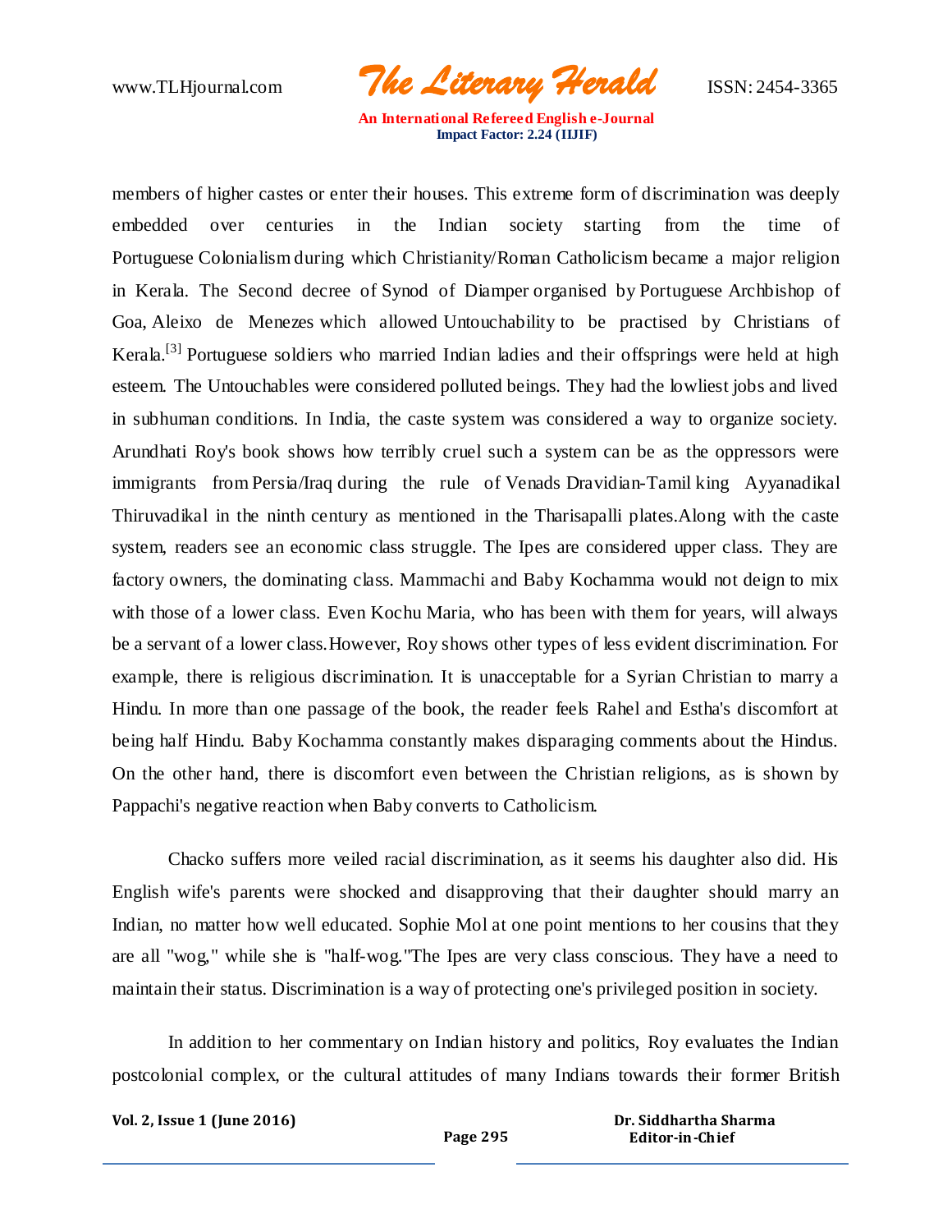members of higher castes or enter their houses. This extreme form of discrimination was deeply embedded over centuries in the Indian society starting from the time of Portuguese Colonialism during which Christianity/Roman Catholicism became a major religion in Kerala. The Second decree of Synod of Diamper organised by Portuguese Archbishop of Goa, Aleixo de Menezes which allowed Untouchability to be practised by Christians of Kerala.[3] Portuguese soldiers who married Indian ladies and their offsprings were held at high esteem. The Untouchables were considered polluted beings. They had the lowliest jobs and lived in subhuman conditions. In India, the caste system was considered a way to organize society. Arundhati Roy's book shows how terribly cruel such a system can be as the oppressors were immigrants from Persia/Iraq during the rule of Venads Dravidian-Tamil king Ayyanadikal Thiruvadikal in the ninth century as mentioned in the Tharisapalli plates.Along with the caste system, readers see an economic class struggle. The Ipes are considered upper class. They are factory owners, the dominating class. Mammachi and Baby Kochamma would not deign to mix with those of a lower class. Even Kochu Maria, who has been with them for years, will always be a servant of a lower class.However, Roy shows other types of less evident discrimination. For example, there is religious discrimination. It is unacceptable for a Syrian Christian to marry a Hindu. In more than one passage of the book, the reader feels Rahel and Estha's discomfort at being half Hindu. Baby Kochamma constantly makes disparaging comments about the Hindus. On the other hand, there is discomfort even between the Christian religions, as is shown by Pappachi's negative reaction when Baby converts to Catholicism.

Chacko suffers more veiled racial discrimination, as it seems his daughter also did. His English wife's parents were shocked and disapproving that their daughter should marry an Indian, no matter how well educated. Sophie Mol at one point mentions to her cousins that they are all "wog," while she is "half-wog."The Ipes are very class conscious. They have a need to maintain their status. Discrimination is a way of protecting one's privileged position in society.

In addition to her commentary on Indian history and politics, Roy evaluates the Indian postcolonial complex, or the cultural attitudes of many Indians towards their former British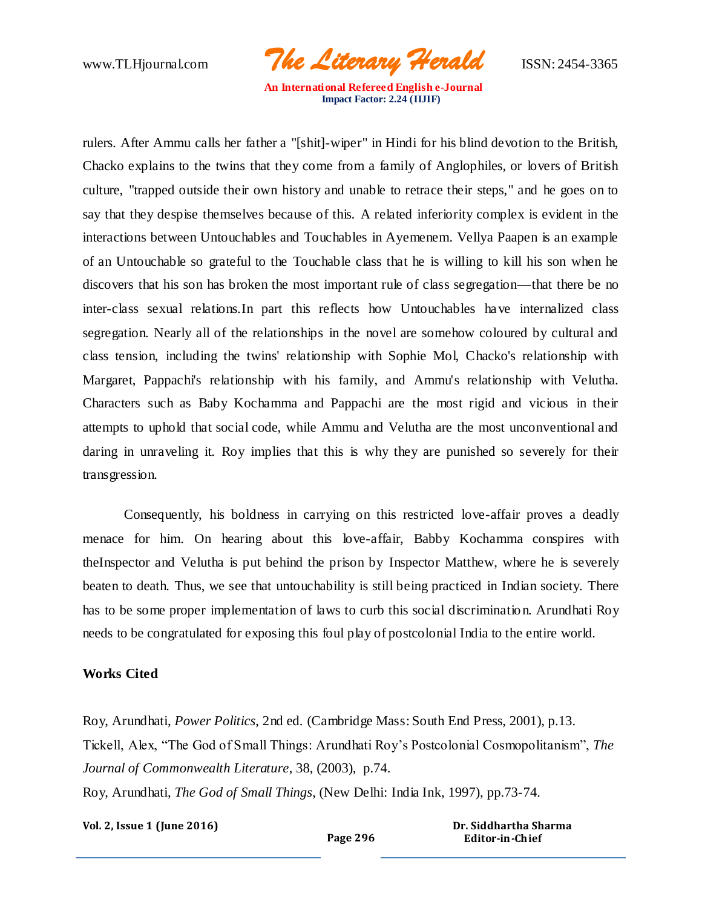rulers. After Ammu calls her father a "[shit]-wiper" in Hindi for his blind devotion to the British, Chacko explains to the twins that they come from a family of Anglophiles, or lovers of British culture, "trapped outside their own history and unable to retrace their steps," and he goes on to say that they despise themselves because of this. A related inferiority complex is evident in the interactions between Untouchables and Touchables in Ayemenem. Vellya Paapen is an example of an Untouchable so grateful to the Touchable class that he is willing to kill his son when he discovers that his son has broken the most important rule of class segregation—that there be no inter-class sexual relations.In part this reflects how Untouchables have internalized class segregation. Nearly all of the relationships in the novel are somehow coloured by cultural and class tension, including the twins' relationship with Sophie Mol, Chacko's relationship with Margaret, Pappachi's relationship with his family, and Ammu's relationship with Velutha. Characters such as Baby Kochamma and Pappachi are the most rigid and vicious in their attempts to uphold that social code, while Ammu and Velutha are the most unconventional and daring in unraveling it. Roy implies that this is why they are punished so severely for their transgression.

Consequently, his boldness in carrying on this restricted love-affair proves a deadly menace for him. On hearing about this love-affair, Babby Kochamma conspires with theInspector and Velutha is put behind the prison by Inspector Matthew, where he is severely beaten to death. Thus, we see that untouchability is still being practiced in Indian society. There has to be some proper implementation of laws to curb this social discrimination. Arundhati Roy needs to be congratulated for exposing this foul play of postcolonial India to the entire world.

**Works Cited**

Roy, Arundhati, *Power Politics*, 2nd ed. (Cambridge Mass: South End Press, 2001), p.13.

Tickell, Alex, "The God of Small Things: Arundhati Roy's Postcolonial Cosmopolitanism", *The Journal of Commonwealth Literature*, 38, (2003), p.74.

Roy, Arundhati, *The God of Small Things*, (New Delhi: India Ink, 1997), pp.73-74.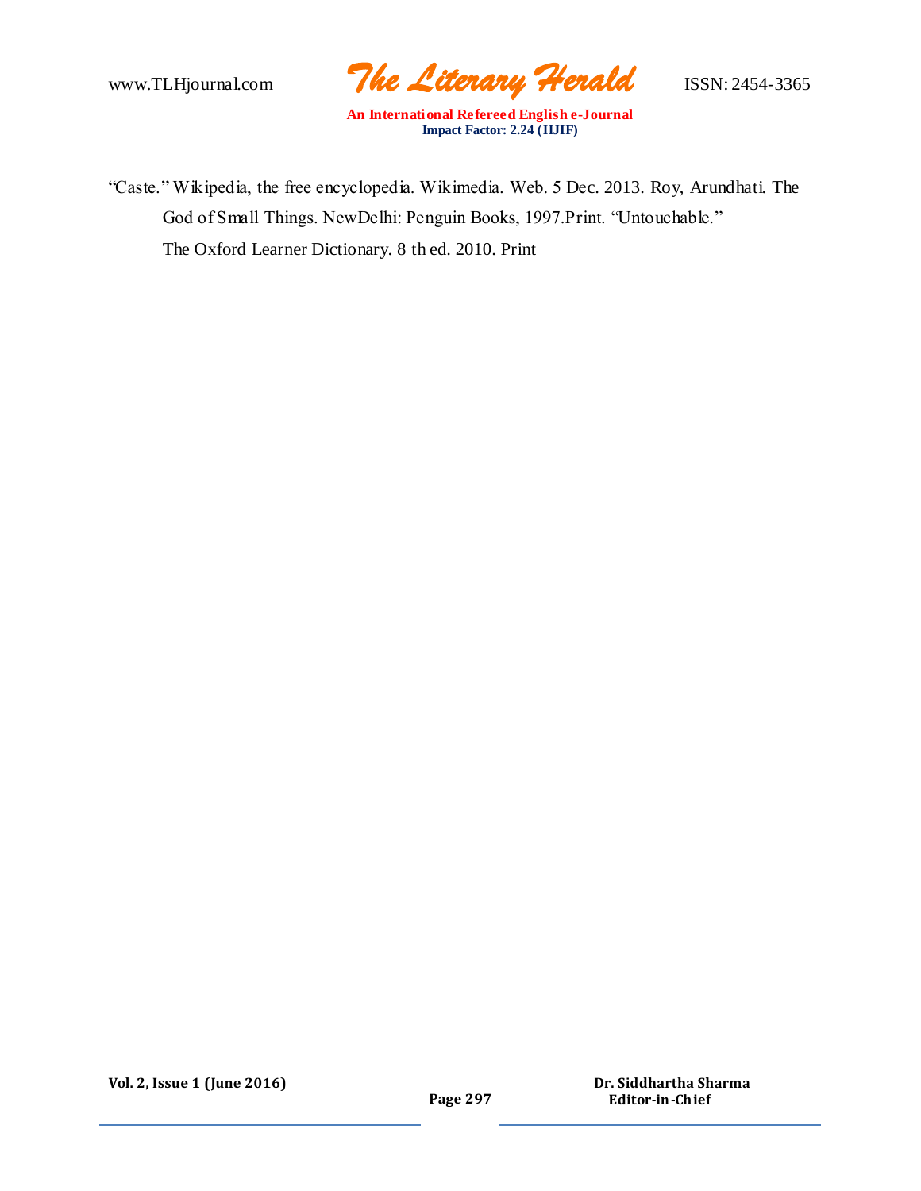"Caste." Wikipedia, the free encyclopedia. Wikimedia. Web. 5 Dec. 2013. Roy, Arundhati. The God of Small Things. NewDelhi: Penguin Books, 1997.Print. "Untouchable." The Oxford Learner Dictionary. 8 th ed. 2010. Print